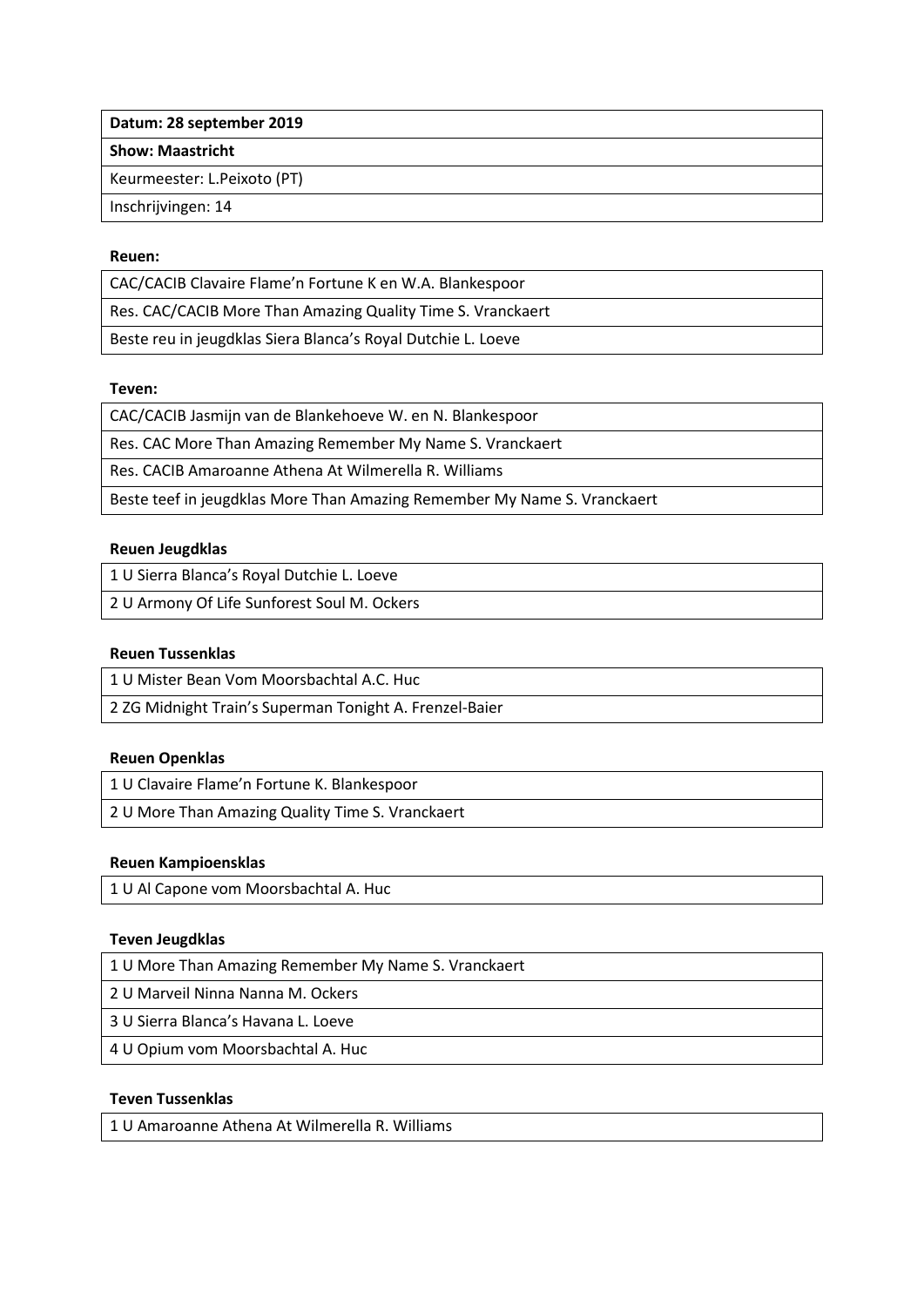| **Datum: 28 september 2019** |
| --- |
| **Show: Maastricht** |
| Keurmeester: L.Peixoto (PT) |
| Inschrijvingen: 14 |

**Reuen:**

| CAC/CACIB Clavaire Flame'n Fortune K en W.A. Blankespoor |
| --- |
| Res. CAC/CACIB More Than Amazing Quality Time S. Vranckaert |
| Beste reu in jeugdklas Siera Blanca's Royal Dutchie L. Loeve |

**Teven:**

| CAC/CACIB Jasmijn van de Blankehoeve W. en N. Blankespoor |
| --- |
| Res. CAC More Than Amazing Remember My Name S. Vranckaert |
| Res. CACIB Amaroanne Athena At Wilmerella R. Williams |
| Beste teef in jeugdklas More Than Amazing Remember My Name S. Vranckaert |

**Reuen Jeugdklas**

| 1 U Sierra Blanca's Royal Dutchie L. Loeve |
| --- |
| 2 U Armony Of Life Sunforest Soul M. Ockers |

**Reuen Tussenklas**

| 1 U Mister Bean Vom Moorsbachtal A.C. Huc |
| --- |
| 2 ZG Midnight Train's Superman Tonight A. Frenzel-Baier |

**Reuen Openklas**

| 1 U Clavaire Flame'n Fortune K. Blankespoor |
| --- |
| 2 U More Than Amazing Quality Time S. Vranckaert |

**Reuen Kampioensklas**

| 1 U Al Capone vom Moorsbachtal A. Huc |
| --- |

**Teven Jeugdklas**

| 1 U More Than Amazing Remember My Name S. Vranckaert |
| --- |
| 2 U Marveil Ninna Nanna M. Ockers |
| 3 U Sierra Blanca's Havana L. Loeve |
| 4 U Opium vom Moorsbachtal A. Huc |

**Teven Tussenklas**

| 1 U Amaroanne Athena At Wilmerella R. Williams |
| --- |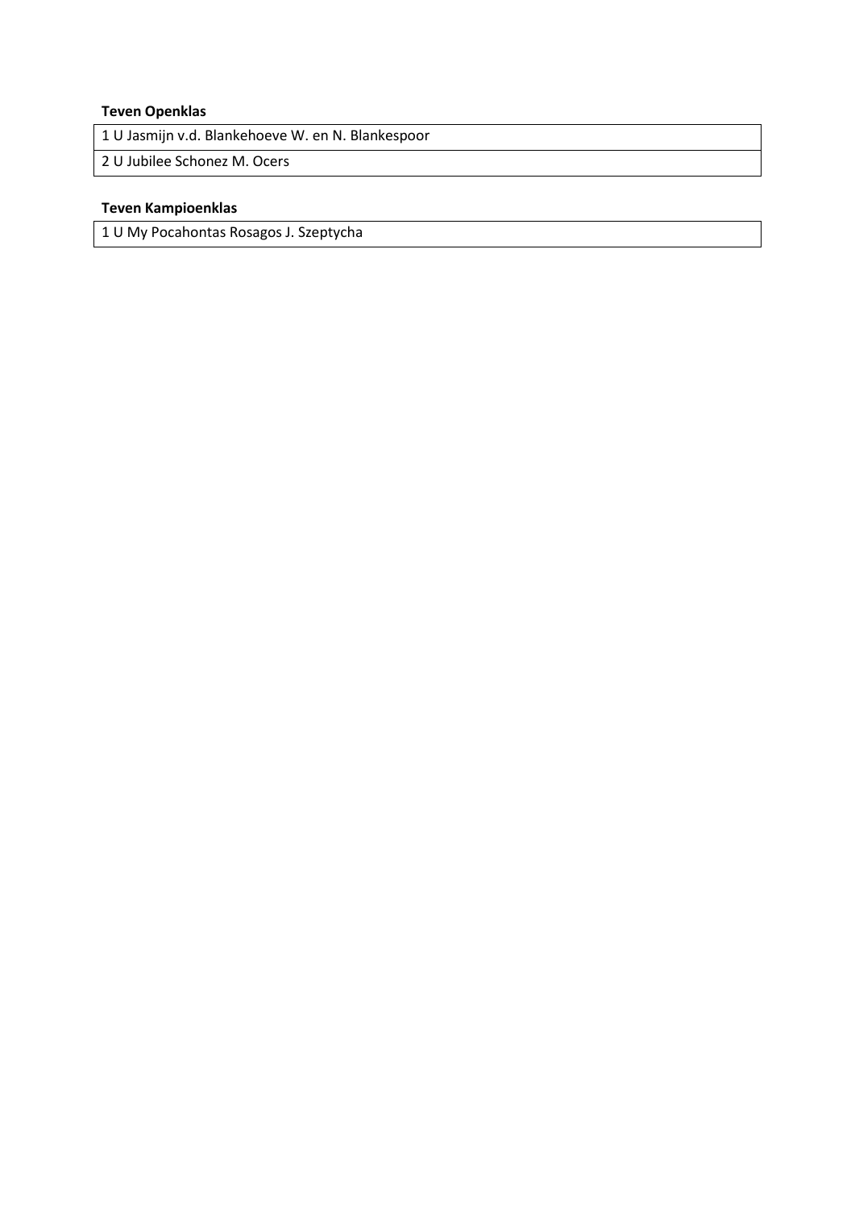**Teven Openklas**

| |
|---|
| 1 U Jasmijn v.d. Blankehoeve W. en N. Blankespoor |
| 2 U Jubilee Schonez M. Ocers |

**Teven Kampioenklas**

| |
|---|
| 1 U My Pocahontas Rosagos J. Szeptycha |